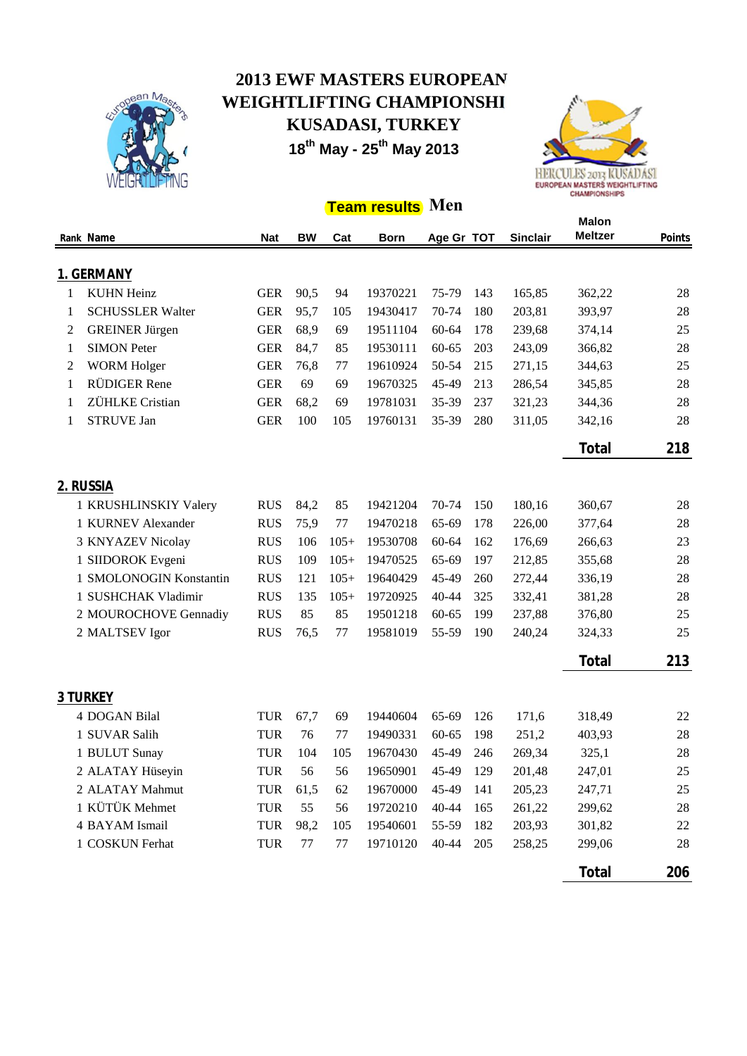# 2013 EWF MASTERS EUROPEAN WEIGHTLIFTING CHAMPIONSHI KUSADASI, TURKEY

**18th May - 25th May 2013**

## Team results Men

| Rank | Name | Nat | BW | Cat | Born | Age Gr | TOT | Sinclair | Malon Meltzer | Points |
|---|---|---|---|---|---|---|---|---|---|---|
| **1. GERMANY** | | | | | | | | | | |
| 1 | KUHN Heinz | GER | 90,5 | 94 | 19370221 | 75-79 | 143 | 165,85 | 362,22 | 28 |
| 1 | SCHUSSLER Walter | GER | 95,7 | 105 | 19430417 | 70-74 | 180 | 203,81 | 393,97 | 28 |
| 2 | GREINER Jürgen | GER | 68,9 | 69 | 19511104 | 60-64 | 178 | 239,68 | 374,14 | 25 |
| 1 | SIMON Peter | GER | 84,7 | 85 | 19530111 | 60-65 | 203 | 243,09 | 366,82 | 28 |
| 2 | WORM Holger | GER | 76,8 | 77 | 19610924 | 50-54 | 215 | 271,15 | 344,63 | 25 |
| 1 | RÜDIGER Rene | GER | 69 | 69 | 19670325 | 45-49 | 213 | 286,54 | 345,85 | 28 |
| 1 | ZÜHLKE Cristian | GER | 68,2 | 69 | 19781031 | 35-39 | 237 | 321,23 | 344,36 | 28 |
| 1 | STRUVE Jan | GER | 100 | 105 | 19760131 | 35-39 | 280 | 311,05 | 342,16 | 28 |
| | | | | | | | | | **Total** | **218** |
| **2. RUSSIA** | | | | | | | | | | |
| 1 | KRUSHLINSKIY Valery | RUS | 84,2 | 85 | 19421204 | 70-74 | 150 | 180,16 | 360,67 | 28 |
| 1 | KURNEV Alexander | RUS | 75,9 | 77 | 19470218 | 65-69 | 178 | 226,00 | 377,64 | 28 |
| 3 | KNYAZEV Nicolay | RUS | 106 | 105+ | 19530708 | 60-64 | 162 | 176,69 | 266,63 | 23 |
| 1 | SIIDOROK Evgeni | RUS | 109 | 105+ | 19470525 | 65-69 | 197 | 212,85 | 355,68 | 28 |
| 1 | SMOLONOGIN Konstantin | RUS | 121 | 105+ | 19640429 | 45-49 | 260 | 272,44 | 336,19 | 28 |
| 1 | SUSHCHAK Vladimir | RUS | 135 | 105+ | 19720925 | 40-44 | 325 | 332,41 | 381,28 | 28 |
| 2 | MOUROCHOVE Gennadiy | RUS | 85 | 85 | 19501218 | 60-65 | 199 | 237,88 | 376,80 | 25 |
| 2 | MALTSEV Igor | RUS | 76,5 | 77 | 19581019 | 55-59 | 190 | 240,24 | 324,33 | 25 |
| | | | | | | | | | **Total** | **213** |
| **3 TURKEY** | | | | | | | | | | |
| 4 | DOGAN Bilal | TUR | 67,7 | 69 | 19440604 | 65-69 | 126 | 171,6 | 318,49 | 22 |
| 1 | SUVAR Salih | TUR | 76 | 77 | 19490331 | 60-65 | 198 | 251,2 | 403,93 | 28 |
| 1 | BULUT Sunay | TUR | 104 | 105 | 19670430 | 45-49 | 246 | 269,34 | 325,1 | 28 |
| 2 | ALATAY Hüseyin | TUR | 56 | 56 | 19650901 | 45-49 | 129 | 201,48 | 247,01 | 25 |
| 2 | ALATAY Mahmut | TUR | 61,5 | 62 | 19670000 | 45-49 | 141 | 205,23 | 247,71 | 25 |
| 1 | KÜTÜK Mehmet | TUR | 55 | 56 | 19720210 | 40-44 | 165 | 261,22 | 299,62 | 28 |
| 4 | BAYAM Ismail | TUR | 98,2 | 105 | 19540601 | 55-59 | 182 | 203,93 | 301,82 | 22 |
| 1 | COSKUN Ferhat | TUR | 77 | 77 | 19710120 | 40-44 | 205 | 258,25 | 299,06 | 28 |
| | | | | | | | | | **Total** | **206** |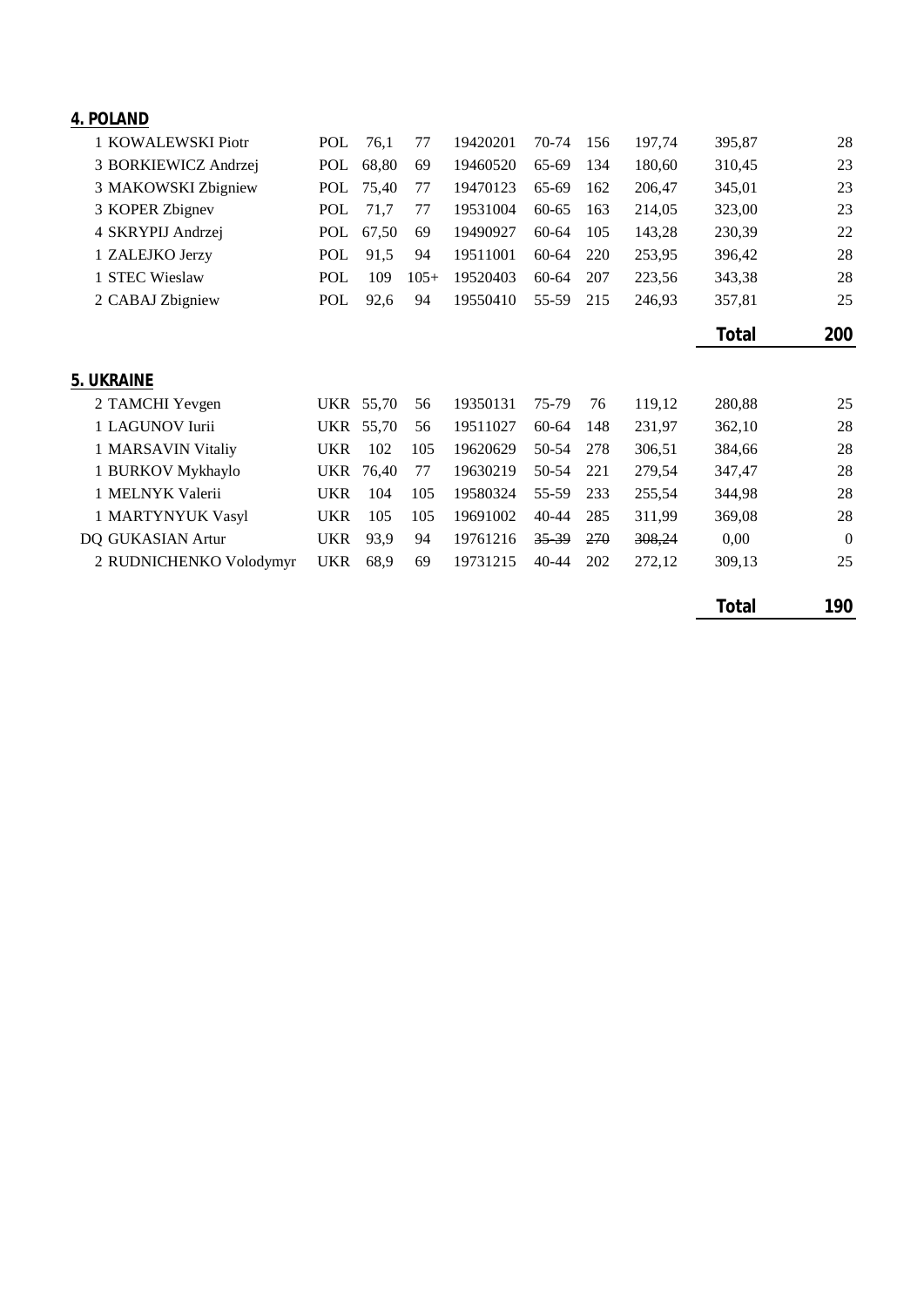## 4. POLAND

| | | | | | | | | | |
|---|---|---|---|---|---|---|---|---|---|
| 1 | KOWALEWSKI Piotr | POL | 76,1 | 77 | 19420201 | 70-74 | 156 | 197,74 | 395,87 | 28 |
| 3 | BORKIEWICZ Andrzej | POL | 68,80 | 69 | 19460520 | 65-69 | 134 | 180,60 | 310,45 | 23 |
| 3 | MAKOWSKI Zbigniew | POL | 75,40 | 77 | 19470123 | 65-69 | 162 | 206,47 | 345,01 | 23 |
| 3 | KOPER Zbignev | POL | 71,7 | 77 | 19531004 | 60-65 | 163 | 214,05 | 323,00 | 23 |
| 4 | SKRYPIJ Andrzej | POL | 67,50 | 69 | 19490927 | 60-64 | 105 | 143,28 | 230,39 | 22 |
| 1 | ZALEJKO Jerzy | POL | 91,5 | 94 | 19511001 | 60-64 | 220 | 253,95 | 396,42 | 28 |
| 1 | STEC Wieslaw | POL | 109 | 105+ | 19520403 | 60-64 | 207 | 223,56 | 343,38 | 28 |
| 2 | CABAJ Zbigniew | POL | 92,6 | 94 | 19550410 | 55-59 | 215 | 246,93 | 357,81 | 25 |
| | | | | | | | | | **Total** | **200** |

## 5. UKRAINE

| | | | | | | | | | | |
|---|---|---|---|---|---|---|---|---|---|---|
| 2 | TAMCHI Yevgen | UKR | 55,70 | 56 | 19350131 | 75-79 | 76 | 119,12 | 280,88 | 25 |
| 1 | LAGUNOV Iurii | UKR | 55,70 | 56 | 19511027 | 60-64 | 148 | 231,97 | 362,10 | 28 |
| 1 | MARSAVIN Vitaliy | UKR | 102 | 105 | 19620629 | 50-54 | 278 | 306,51 | 384,66 | 28 |
| 1 | BURKOV Mykhaylo | UKR | 76,40 | 77 | 19630219 | 50-54 | 221 | 279,54 | 347,47 | 28 |
| 1 | MELNYK Valerii | UKR | 104 | 105 | 19580324 | 55-59 | 233 | 255,54 | 344,98 | 28 |
| 1 | MARTYNYUK Vasyl | UKR | 105 | 105 | 19691002 | 40-44 | 285 | 311,99 | 369,08 | 28 |
| DQ | GUKASIAN Artur | UKR | 93,9 | 94 | 19761216 | ~~35-39~~ | ~~270~~ | ~~308,24~~ | 0,00 | 0 |
| 2 | RUDNICHENKO Volodymyr | UKR | 68,9 | 69 | 19731215 | 40-44 | 202 | 272,12 | 309,13 | 25 |
| | | | | | | | | | **Total** | **190** |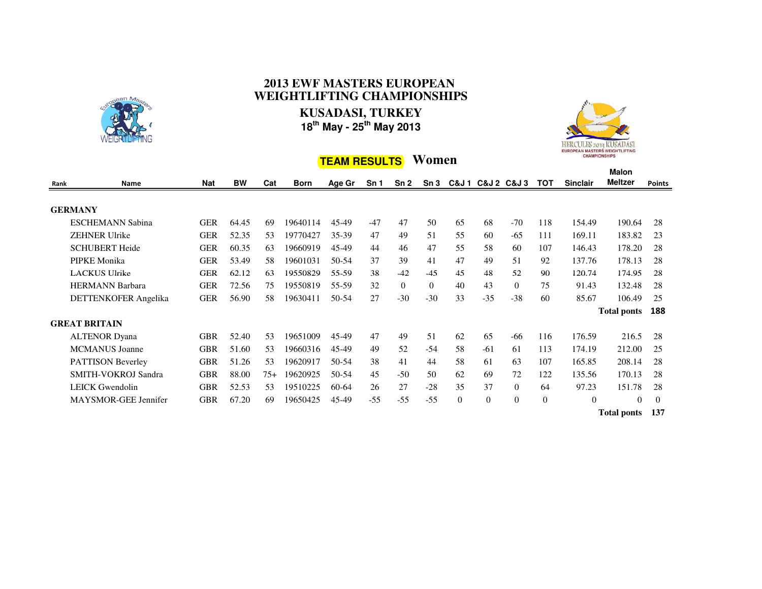# 2013 EWF MASTERS EUROPEAN WEIGHTLIFTING CHAMPIONSHIPS

## KUSADASI, TURKEY

**18th May - 25th May 2013**

## TEAM RESULTS Women

| Rank | Name | Nat | BW | Cat | Born | Age Gr | Sn 1 | Sn 2 | Sn 3 | C&J 1 | C&J 2 | C&J 3 | TOT | Sinclair | Malon Meltzer | Points |
|---|---|---|---|---|---|---|---|---|---|---|---|---|---|---|---|---|
| **GERMANY** | | | | | | | | | | | | | | | | |
| | ESCHEMANN Sabina | GER | 64.45 | 69 | 19640114 | 45-49 | -47 | 47 | 50 | 65 | 68 | -70 | 118 | 154.49 | 190.64 | 28 |
| | ZEHNER Ulrike | GER | 52.35 | 53 | 19770427 | 35-39 | 47 | 49 | 51 | 55 | 60 | -65 | 111 | 169.11 | 183.82 | 23 |
| | SCHUBERT Heide | GER | 60.35 | 63 | 19660919 | 45-49 | 44 | 46 | 47 | 55 | 58 | 60 | 107 | 146.43 | 178.20 | 28 |
| | PIPKE Monika | GER | 53.49 | 58 | 19601031 | 50-54 | 37 | 39 | 41 | 47 | 49 | 51 | 92 | 137.76 | 178.13 | 28 |
| | LACKUS Ulrike | GER | 62.12 | 63 | 19550829 | 55-59 | 38 | -42 | -45 | 45 | 48 | 52 | 90 | 120.74 | 174.95 | 28 |
| | HERMANN Barbara | GER | 72.56 | 75 | 19550819 | 55-59 | 32 | 0 | 0 | 40 | 43 | 0 | 75 | 91.43 | 132.48 | 28 |
| | DETTENKOFER Angelika | GER | 56.90 | 58 | 19630411 | 50-54 | 27 | -30 | -30 | 33 | -35 | -38 | 60 | 85.67 | 106.49 | 25 |
| | | | | | | | | | | | | | | | **Total ponts** | **188** |
| **GREAT BRITAIN** | | | | | | | | | | | | | | | | |
| | ALTENOR Dyana | GBR | 52.40 | 53 | 19651009 | 45-49 | 47 | 49 | 51 | 62 | 65 | -66 | 116 | 176.59 | 216.5 | 28 |
| | MCMANUS Joanne | GBR | 51.60 | 53 | 19660316 | 45-49 | 49 | 52 | -54 | 58 | -61 | 61 | 113 | 174.19 | 212.00 | 25 |
| | PATTISON Beverley | GBR | 51.26 | 53 | 19620917 | 50-54 | 38 | 41 | 44 | 58 | 61 | 63 | 107 | 165.85 | 208.14 | 28 |
| | SMITH-VOKROJ Sandra | GBR | 88.00 | 75+ | 19620925 | 50-54 | 45 | -50 | 50 | 62 | 69 | 72 | 122 | 135.56 | 170.13 | 28 |
| | LEICK Gwendolin | GBR | 52.53 | 53 | 19510225 | 60-64 | 26 | 27 | -28 | 35 | 37 | 0 | 64 | 97.23 | 151.78 | 28 |
| | MAYSMOR-GEE Jennifer | GBR | 67.20 | 69 | 19650425 | 45-49 | -55 | -55 | -55 | 0 | 0 | 0 | 0 | 0 | 0 | 0 |
| | | | | | | | | | | | | | | | **Total ponts** | **137** |